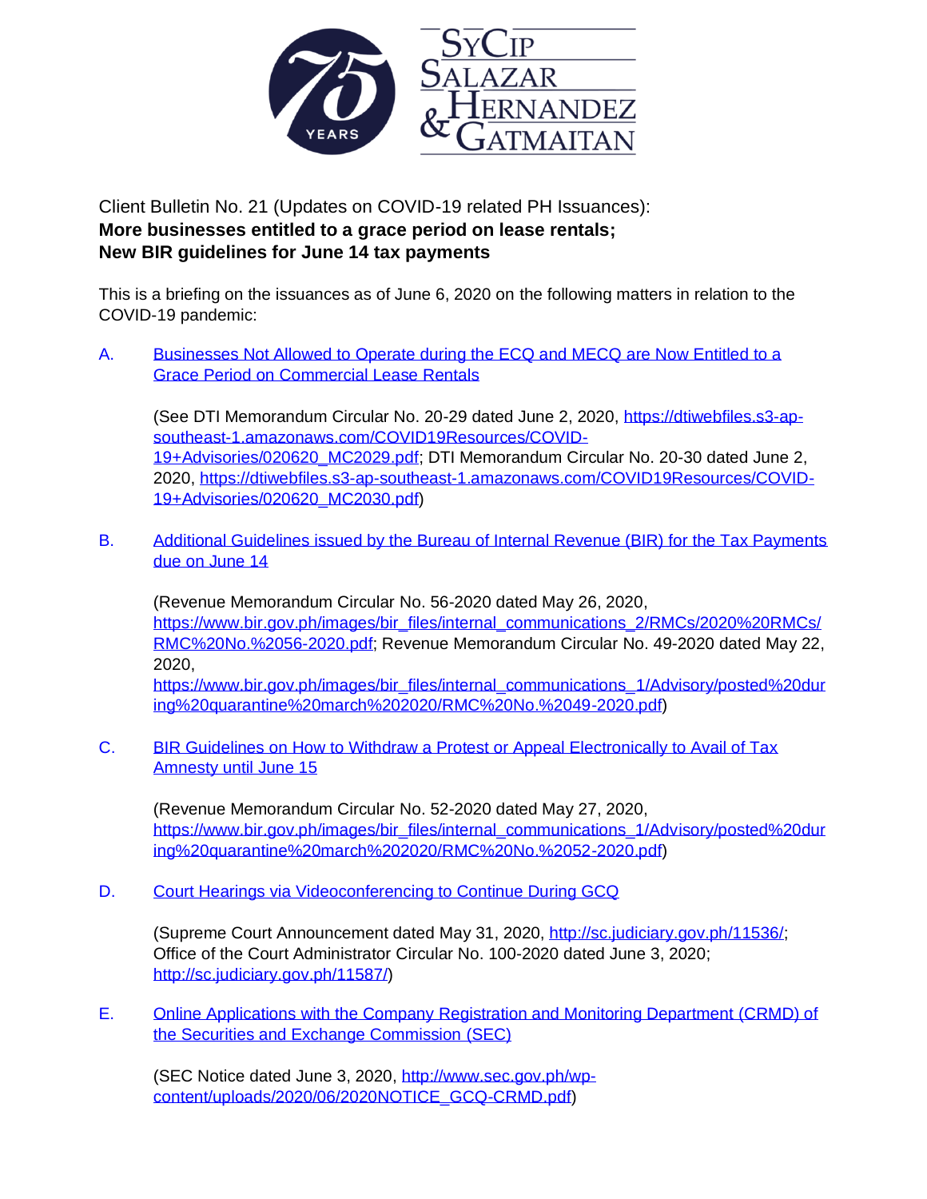Client Bulletin No. 21 (Updates on COVID-19 related PH Issuances):
**More businesses entitled to a grace period on lease rentals;**
**New BIR guidelines for June 14 tax payments**

This is a briefing on the issuances as of June 6, 2020 on the following matters in relation to the COVID-19 pandemic:

A. Businesses Not Allowed to Operate during the ECQ and MECQ are Now Entitled to a Grace Period on Commercial Lease Rentals

   (See DTI Memorandum Circular No. 20-29 dated June 2, 2020, https://dtiwebfiles.s3-ap-southeast-1.amazonaws.com/COVID19Resources/COVID-19+Advisories/020620_MC2029.pdf; DTI Memorandum Circular No. 20-30 dated June 2, 2020, https://dtiwebfiles.s3-ap-southeast-1.amazonaws.com/COVID19Resources/COVID-19+Advisories/020620_MC2030.pdf)

B. Additional Guidelines issued by the Bureau of Internal Revenue (BIR) for the Tax Payments due on June 14

   (Revenue Memorandum Circular No. 56-2020 dated May 26, 2020, https://www.bir.gov.ph/images/bir_files/internal_communications_2/RMCs/2020%20RMCs/RMC%20No.%2056-2020.pdf; Revenue Memorandum Circular No. 49-2020 dated May 22, 2020, https://www.bir.gov.ph/images/bir_files/internal_communications_1/Advisory/posted%20during%20quarantine%20march%202020/RMC%20No.%2049-2020.pdf)

C. BIR Guidelines on How to Withdraw a Protest or Appeal Electronically to Avail of Tax Amnesty until June 15

   (Revenue Memorandum Circular No. 52-2020 dated May 27, 2020, https://www.bir.gov.ph/images/bir_files/internal_communications_1/Advisory/posted%20during%20quarantine%20march%202020/RMC%20No.%2052-2020.pdf)

D. Court Hearings via Videoconferencing to Continue During GCQ

   (Supreme Court Announcement dated May 31, 2020, http://sc.judiciary.gov.ph/11536/; Office of the Court Administrator Circular No. 100-2020 dated June 3, 2020; http://sc.judiciary.gov.ph/11587/)

E. Online Applications with the Company Registration and Monitoring Department (CRMD) of the Securities and Exchange Commission (SEC)

   (SEC Notice dated June 3, 2020, http://www.sec.gov.ph/wp-content/uploads/2020/06/2020NOTICE_GCQ-CRMD.pdf)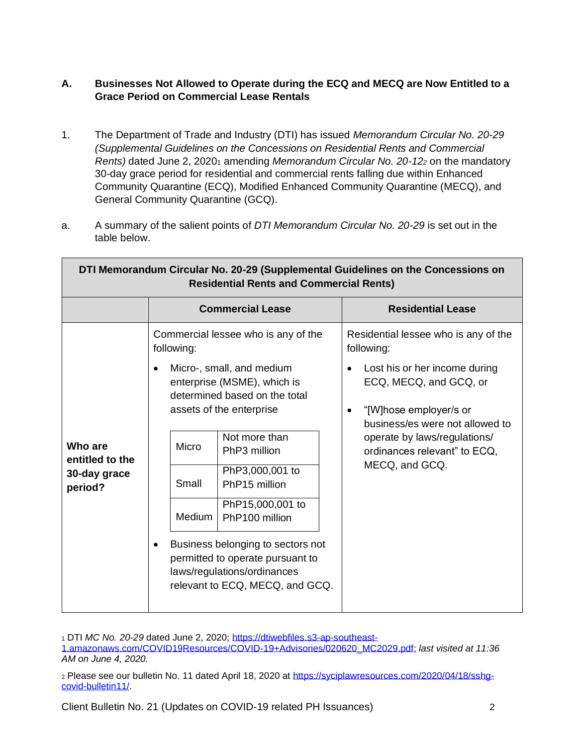**A. Businesses Not Allowed to Operate during the ECQ and MECQ are Now Entitled to a Grace Period on Commercial Lease Rentals**

1. The Department of Trade and Industry (DTI) has issued *Memorandum Circular No. 20-29 (Supplemental Guidelines on the Concessions on Residential Rents and Commercial Rents)* dated June 2, 2020[1] amending *Memorandum Circular No. 20-12*[2] on the mandatory 30-day grace period for residential and commercial rents falling due within Enhanced Community Quarantine (ECQ), Modified Enhanced Community Quarantine (MECQ), and General Community Quarantine (GCQ).

a. A summary of the salient points of *DTI Memorandum Circular No. 20-29* is set out in the table below.

| DTI Memorandum Circular No. 20-29 (Supplemental Guidelines on the Concessions on Residential Rents and Commercial Rents) | | |
|---|---|---|
| | **Commercial Lease** | **Residential Lease** |
| **Who are entitled to the 30-day grace period?** | Commercial lessee who is any of the following:<br>• Micro-, small, and medium enterprise (MSME), which is determined based on the total assets of the enterprise<br>Micro: Not more than PhP3 million<br>Small: PhP3,000,001 to PhP15 million<br>Medium: PhP15,000,001 to PhP100 million<br>• Business belonging to sectors not permitted to operate pursuant to laws/regulations/ordinances relevant to ECQ, MECQ, and GCQ. | Residential lessee who is any of the following:<br>• Lost his or her income during ECQ, MECQ, and GCQ, or<br>• "[W]hose employer/s or business/es were not allowed to operate by laws/regulations/ ordinances relevant" to ECQ, MECQ, and GCQ. |

[1] DTI *MC No. 20-29* dated June 2, 2020; https://dtiwebfiles.s3-ap-southeast-1.amazonaws.com/COVID19Resources/COVID-19+Advisories/020620_MC2029.pdf; *last visited at 11:36 AM on June 4, 2020.*

[2] Please see our bulletin No. 11 dated April 18, 2020 at https://syciplawresources.com/2020/04/18/sshg-covid-bulletin11/.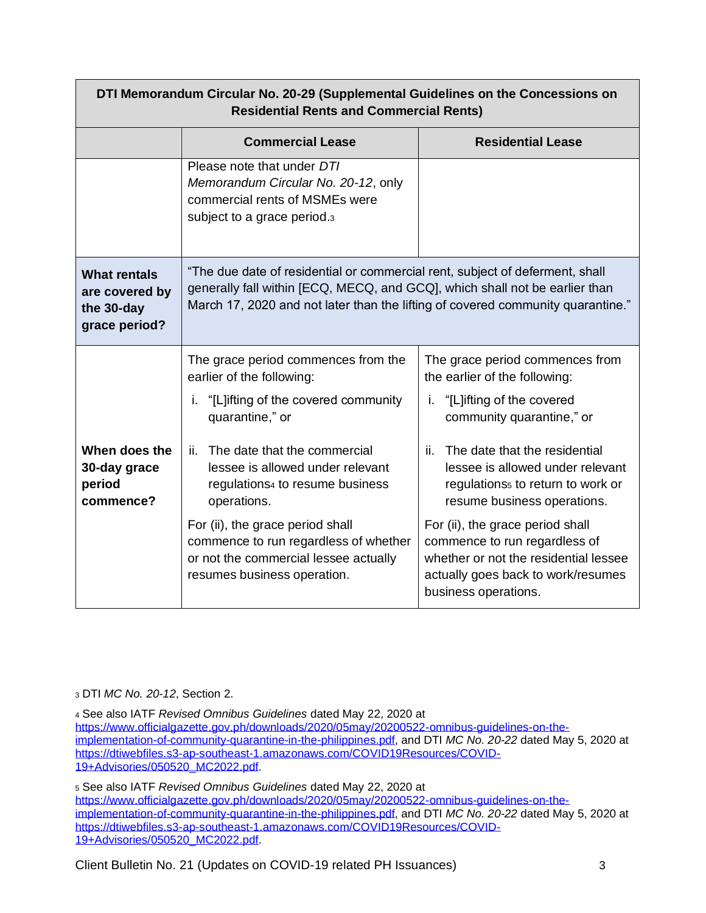| DTI Memorandum Circular No. 20-29 (Supplemental Guidelines on the Concessions on Residential Rents and Commercial Rents) | | |
|---|---|---|
| | **Commercial Lease** | **Residential Lease** |
| | Please note that under *DTI Memorandum Circular No. 20-12*, only commercial rents of MSMEs were subject to a grace period.[3] | |
| **What rentals are covered by the 30-day grace period?** | "The due date of residential or commercial rent, subject of deferment, shall generally fall within [ECQ, MECQ, and GCQ], which shall not be earlier than March 17, 2020 and not later than the lifting of covered community quarantine." | |
| **When does the 30-day grace period commence?** | The grace period commences from the earlier of the following:<br>i. "[L]ifting of the covered community quarantine," or<br>ii. The date that the commercial lessee is allowed under relevant regulations[4] to resume business operations.<br>For (ii), the grace period shall commence to run regardless of whether or not the commercial lessee actually resumes business operation. | The grace period commences from the earlier of the following:<br>i. "[L]ifting of the covered community quarantine," or<br>ii. The date that the residential lessee is allowed under relevant regulations[5] to return to work or resume business operations.<br>For (ii), the grace period shall commence to run regardless of whether or not the residential lessee actually goes back to work/resumes business operations. |

[3] DTI *MC No. 20-12*, Section 2.

[4] See also IATF *Revised Omnibus Guidelines* dated May 22, 2020 at https://www.officialgazette.gov.ph/downloads/2020/05may/20200522-omnibus-guidelines-on-the-implementation-of-community-quarantine-in-the-philippines.pdf, and DTI *MC No. 20-22* dated May 5, 2020 at https://dtiwebfiles.s3-ap-southeast-1.amazonaws.com/COVID19Resources/COVID-19+Advisories/050520_MC2022.pdf.

[5] See also IATF *Revised Omnibus Guidelines* dated May 22, 2020 at https://www.officialgazette.gov.ph/downloads/2020/05may/20200522-omnibus-guidelines-on-the-implementation-of-community-quarantine-in-the-philippines.pdf, and DTI *MC No. 20-22* dated May 5, 2020 at https://dtiwebfiles.s3-ap-southeast-1.amazonaws.com/COVID19Resources/COVID-19+Advisories/050520_MC2022.pdf.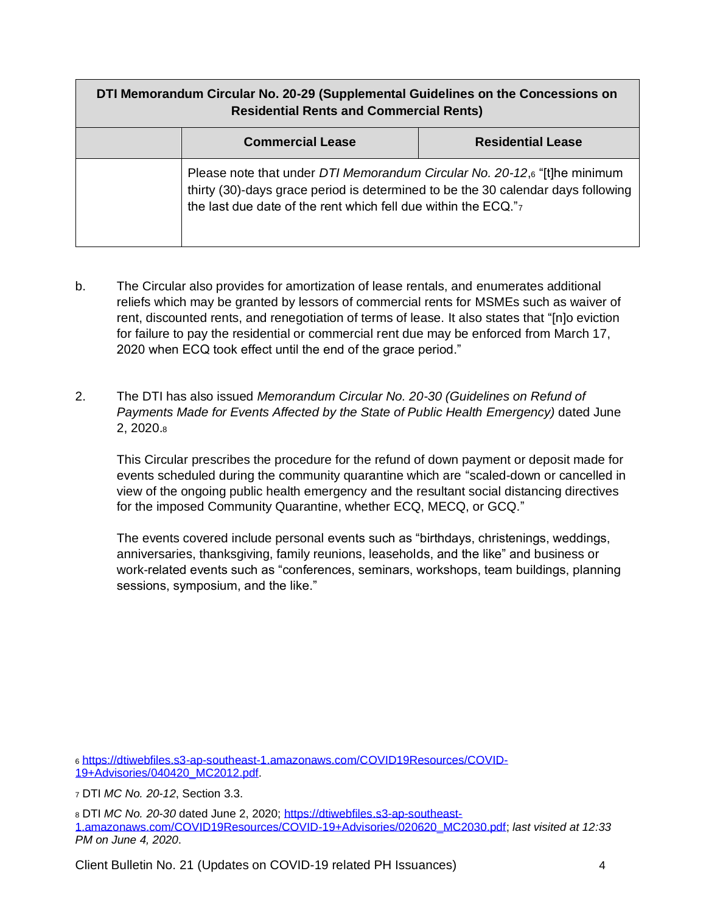| DTI Memorandum Circular No. 20-29 (Supplemental Guidelines on the Concessions on Residential Rents and Commercial Rents) | | |
|---|---|---|
| | **Commercial Lease** | **Residential Lease** |
| | Please note that under *DTI Memorandum Circular No. 20-12*,[6] "[t]he minimum thirty (30)-days grace period is determined to be the 30 calendar days following the last due date of the rent which fell due within the ECQ."[7] | |

b. The Circular also provides for amortization of lease rentals, and enumerates additional reliefs which may be granted by lessors of commercial rents for MSMEs such as waiver of rent, discounted rents, and renegotiation of terms of lease. It also states that "[n]o eviction for failure to pay the residential or commercial rent due may be enforced from March 17, 2020 when ECQ took effect until the end of the grace period."

2. The DTI has also issued *Memorandum Circular No. 20-30 (Guidelines on Refund of Payments Made for Events Affected by the State of Public Health Emergency)* dated June 2, 2020.[8]

   This Circular prescribes the procedure for the refund of down payment or deposit made for events scheduled during the community quarantine which are "scaled-down or cancelled in view of the ongoing public health emergency and the resultant social distancing directives for the imposed Community Quarantine, whether ECQ, MECQ, or GCQ."

   The events covered include personal events such as "birthdays, christenings, weddings, anniversaries, thanksgiving, family reunions, leaseholds, and the like" and business or work-related events such as "conferences, seminars, workshops, team buildings, planning sessions, symposium, and the like."

---

[6] https://dtiwebfiles.s3-ap-southeast-1.amazonaws.com/COVID19Resources/COVID-19+Advisories/040420_MC2012.pdf.

[7] DTI *MC No. 20-12*, Section 3.3.

[8] DTI *MC No. 20-30* dated June 2, 2020; https://dtiwebfiles.s3-ap-southeast-1.amazonaws.com/COVID19Resources/COVID-19+Advisories/020620_MC2030.pdf; *last visited at 12:33 PM on June 4, 2020*.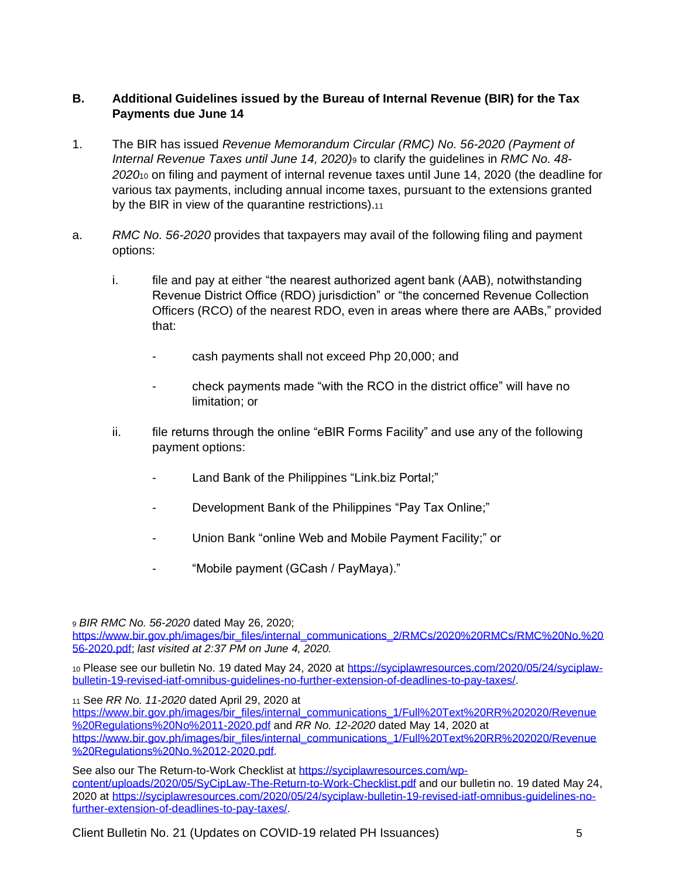## B. Additional Guidelines issued by the Bureau of Internal Revenue (BIR) for the Tax Payments due June 14

1. The BIR has issued *Revenue Memorandum Circular (RMC) No. 56-2020 (Payment of Internal Revenue Taxes until June 14, 2020)*[9] to clarify the guidelines in *RMC No. 48-2020*[10] on filing and payment of internal revenue taxes until June 14, 2020 (the deadline for various tax payments, including annual income taxes, pursuant to the extensions granted by the BIR in view of the quarantine restrictions).[11]

a. *RMC No. 56-2020* provides that taxpayers may avail of the following filing and payment options:

   i. file and pay at either "the nearest authorized agent bank (AAB), notwithstanding Revenue District Office (RDO) jurisdiction" or "the concerned Revenue Collection Officers (RCO) of the nearest RDO, even in areas where there are AABs," provided that:

   - cash payments shall not exceed Php 20,000; and
   - check payments made "with the RCO in the district office" will have no limitation; or

   ii. file returns through the online "eBIR Forms Facility" and use any of the following payment options:

   - Land Bank of the Philippines "Link.biz Portal;"
   - Development Bank of the Philippines "Pay Tax Online;"
   - Union Bank "online Web and Mobile Payment Facility;" or
   - "Mobile payment (GCash / PayMaya)."

---

[9] *BIR RMC No. 56-2020* dated May 26, 2020; https://www.bir.gov.ph/images/bir_files/internal_communications_2/RMCs/2020%20RMCs/RMC%20No.%2056-2020.pdf; *last visited at 2:37 PM on June 4, 2020.*

[10] Please see our bulletin No. 19 dated May 24, 2020 at https://syciplawresources.com/2020/05/24/syciplaw-bulletin-19-revised-iatf-omnibus-guidelines-no-further-extension-of-deadlines-to-pay-taxes/.

[11] See *RR No. 11-2020* dated April 29, 2020 at https://www.bir.gov.ph/images/bir_files/internal_communications_1/Full%20Text%20RR%202020/Revenue%20Regulations%20No%2011-2020.pdf and *RR No. 12-2020* dated May 14, 2020 at https://www.bir.gov.ph/images/bir_files/internal_communications_1/Full%20Text%20RR%202020/Revenue%20Regulations%20No.%2012-2020.pdf.

See also our The Return-to-Work Checklist at https://syciplawresources.com/wp-content/uploads/2020/05/SyCipLaw-The-Return-to-Work-Checklist.pdf and our bulletin no. 19 dated May 24, 2020 at https://syciplawresources.com/2020/05/24/syciplaw-bulletin-19-revised-iatf-omnibus-guidelines-no-further-extension-of-deadlines-to-pay-taxes/.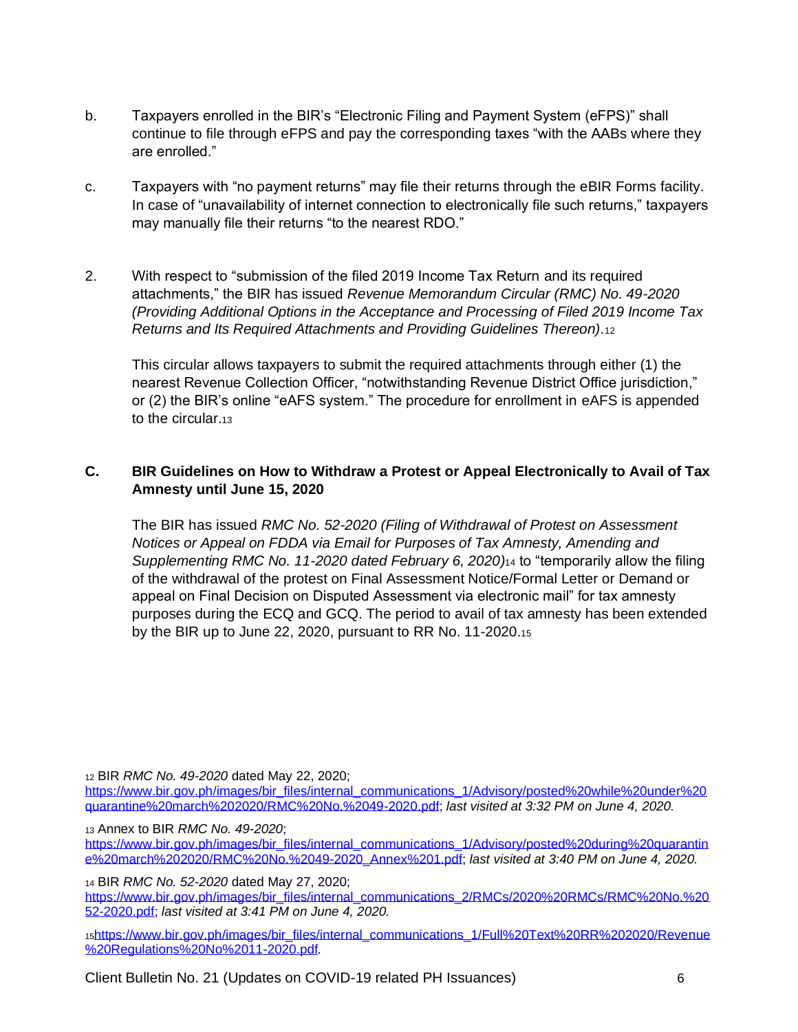b. Taxpayers enrolled in the BIR's "Electronic Filing and Payment System (eFPS)" shall continue to file through eFPS and pay the corresponding taxes "with the AABs where they are enrolled."

c. Taxpayers with "no payment returns" may file their returns through the eBIR Forms facility. In case of "unavailability of internet connection to electronically file such returns," taxpayers may manually file their returns "to the nearest RDO."

2. With respect to "submission of the filed 2019 Income Tax Return and its required attachments," the BIR has issued *Revenue Memorandum Circular (RMC) No. 49-2020 (Providing Additional Options in the Acceptance and Processing of Filed 2019 Income Tax Returns and Its Required Attachments and Providing Guidelines Thereon).*[12]

   This circular allows taxpayers to submit the required attachments through either (1) the nearest Revenue Collection Officer, "notwithstanding Revenue District Office jurisdiction," or (2) the BIR's online "eAFS system." The procedure for enrollment in eAFS is appended to the circular.[13]

### C. BIR Guidelines on How to Withdraw a Protest or Appeal Electronically to Avail of Tax Amnesty until June 15, 2020

The BIR has issued *RMC No. 52-2020 (Filing of Withdrawal of Protest on Assessment Notices or Appeal on FDDA via Email for Purposes of Tax Amnesty, Amending and Supplementing RMC No. 11-2020 dated February 6, 2020)*[14] to "temporarily allow the filing of the withdrawal of the protest on Final Assessment Notice/Formal Letter or Demand or appeal on Final Decision on Disputed Assessment via electronic mail" for tax amnesty purposes during the ECQ and GCQ. The period to avail of tax amnesty has been extended by the BIR up to June 22, 2020, pursuant to RR No. 11-2020.[15]

---

[12] BIR *RMC No. 49-2020* dated May 22, 2020; https://www.bir.gov.ph/images/bir_files/internal_communications_1/Advisory/posted%20while%20under%20quarantine%20march%202020/RMC%20No.%2049-2020.pdf; *last visited at 3:32 PM on June 4, 2020.*

[13] Annex to BIR *RMC No. 49-2020*; https://www.bir.gov.ph/images/bir_files/internal_communications_1/Advisory/posted%20during%20quarantine%20march%202020/RMC%20No.%2049-2020_Annex%201.pdf; *last visited at 3:40 PM on June 4, 2020.*

[14] BIR *RMC No. 52-2020* dated May 27, 2020; https://www.bir.gov.ph/images/bir_files/internal_communications_2/RMCs/2020%20RMCs/RMC%20No.%2052-2020.pdf; *last visited at 3:41 PM on June 4, 2020.*

[15] https://www.bir.gov.ph/images/bir_files/internal_communications_1/Full%20Text%20RR%202020/Revenue%20Regulations%20No%2011-2020.pdf.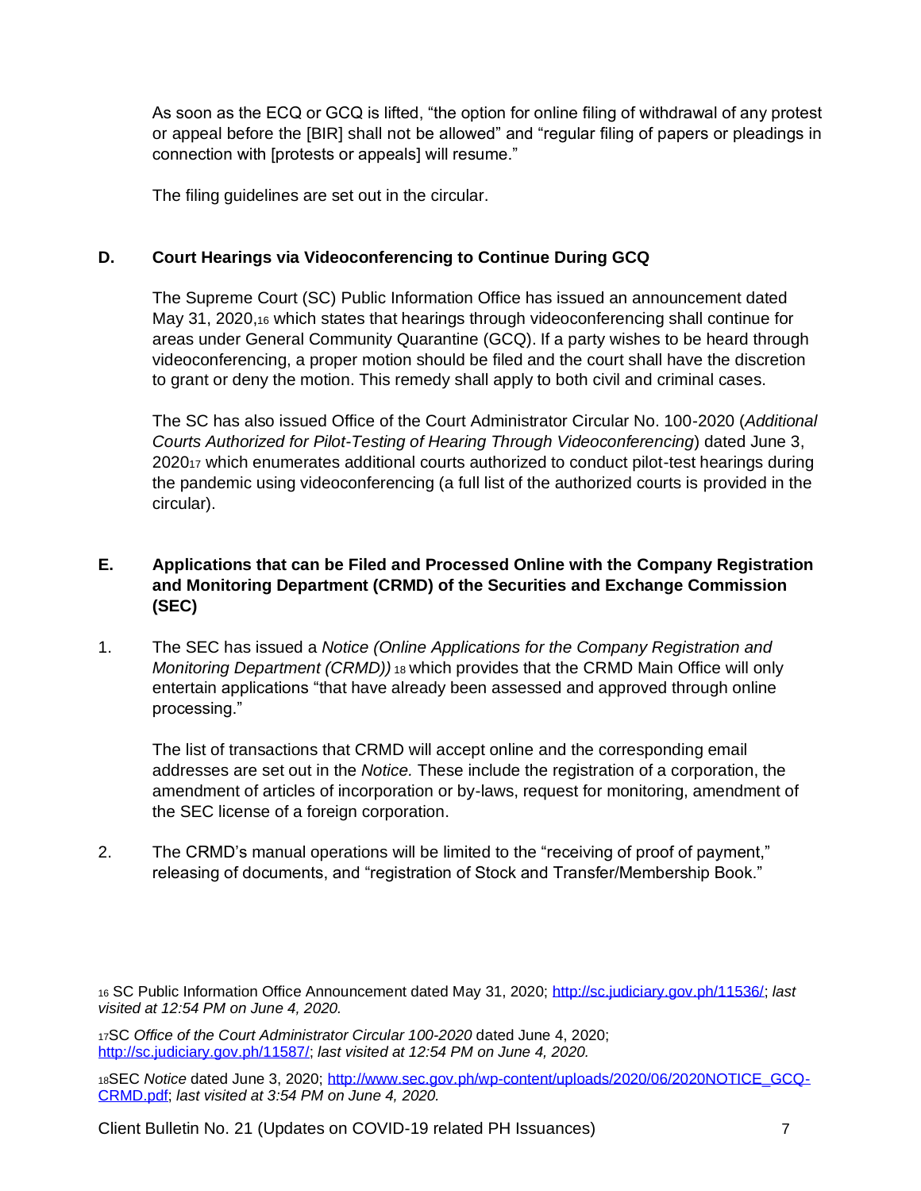As soon as the ECQ or GCQ is lifted, "the option for online filing of withdrawal of any protest or appeal before the [BIR] shall not be allowed" and "regular filing of papers or pleadings in connection with [protests or appeals] will resume."

The filing guidelines are set out in the circular.

### D. Court Hearings via Videoconferencing to Continue During GCQ

The Supreme Court (SC) Public Information Office has issued an announcement dated May 31, 2020,[16] which states that hearings through videoconferencing shall continue for areas under General Community Quarantine (GCQ). If a party wishes to be heard through videoconferencing, a proper motion should be filed and the court shall have the discretion to grant or deny the motion. This remedy shall apply to both civil and criminal cases.

The SC has also issued Office of the Court Administrator Circular No. 100-2020 (*Additional Courts Authorized for Pilot-Testing of Hearing Through Videoconferencing*) dated June 3, 2020[17] which enumerates additional courts authorized to conduct pilot-test hearings during the pandemic using videoconferencing (a full list of the authorized courts is provided in the circular).

### E. Applications that can be Filed and Processed Online with the Company Registration and Monitoring Department (CRMD) of the Securities and Exchange Commission (SEC)

1. The SEC has issued a *Notice (Online Applications for the Company Registration and Monitoring Department (CRMD))* [18] which provides that the CRMD Main Office will only entertain applications "that have already been assessed and approved through online processing."

   The list of transactions that CRMD will accept online and the corresponding email addresses are set out in the *Notice.* These include the registration of a corporation, the amendment of articles of incorporation or by-laws, request for monitoring, amendment of the SEC license of a foreign corporation.

2. The CRMD's manual operations will be limited to the "receiving of proof of payment," releasing of documents, and "registration of Stock and Transfer/Membership Book."

---

[16] SC Public Information Office Announcement dated May 31, 2020; http://sc.judiciary.gov.ph/11536/; *last visited at 12:54 PM on June 4, 2020.*

[17] SC *Office of the Court Administrator Circular 100-2020* dated June 4, 2020; http://sc.judiciary.gov.ph/11587/; *last visited at 12:54 PM on June 4, 2020.*

[18] SEC *Notice* dated June 3, 2020; http://www.sec.gov.ph/wp-content/uploads/2020/06/2020NOTICE_GCQ-CRMD.pdf; *last visited at 3:54 PM on June 4, 2020.*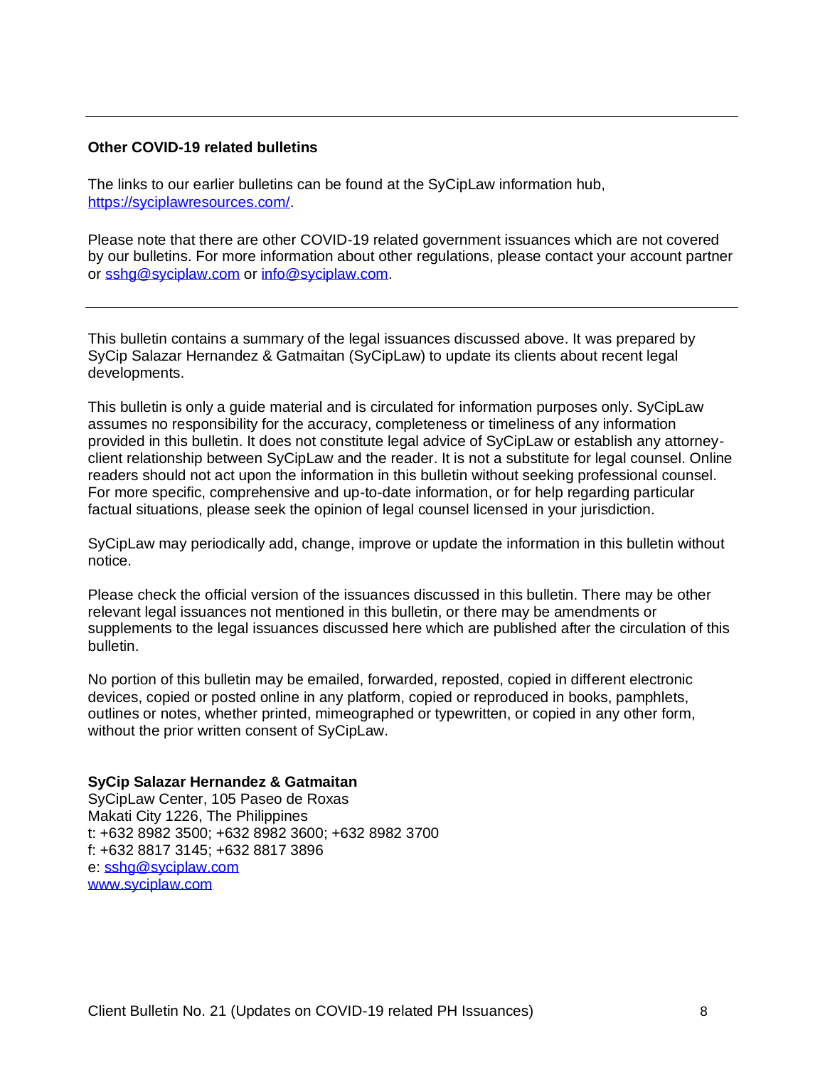---

**Other COVID-19 related bulletins**

The links to our earlier bulletins can be found at the SyCipLaw information hub, https://syciplawresources.com/.

Please note that there are other COVID-19 related government issuances which are not covered by our bulletins. For more information about other regulations, please contact your account partner or sshg@syciplaw.com or info@syciplaw.com.

---

This bulletin contains a summary of the legal issuances discussed above. It was prepared by SyCip Salazar Hernandez & Gatmaitan (SyCipLaw) to update its clients about recent legal developments.

This bulletin is only a guide material and is circulated for information purposes only. SyCipLaw assumes no responsibility for the accuracy, completeness or timeliness of any information provided in this bulletin. It does not constitute legal advice of SyCipLaw or establish any attorney-client relationship between SyCipLaw and the reader. It is not a substitute for legal counsel. Online readers should not act upon the information in this bulletin without seeking professional counsel. For more specific, comprehensive and up-to-date information, or for help regarding particular factual situations, please seek the opinion of legal counsel licensed in your jurisdiction.

SyCipLaw may periodically add, change, improve or update the information in this bulletin without notice.

Please check the official version of the issuances discussed in this bulletin. There may be other relevant legal issuances not mentioned in this bulletin, or there may be amendments or supplements to the legal issuances discussed here which are published after the circulation of this bulletin.

No portion of this bulletin may be emailed, forwarded, reposted, copied in different electronic devices, copied or posted online in any platform, copied or reproduced in books, pamphlets, outlines or notes, whether printed, mimeographed or typewritten, or copied in any other form, without the prior written consent of SyCipLaw.

**SyCip Salazar Hernandez & Gatmaitan**
SyCipLaw Center, 105 Paseo de Roxas
Makati City 1226, The Philippines
t: +632 8982 3500; +632 8982 3600; +632 8982 3700
f: +632 8817 3145; +632 8817 3896
e: sshg@syciplaw.com
www.syciplaw.com